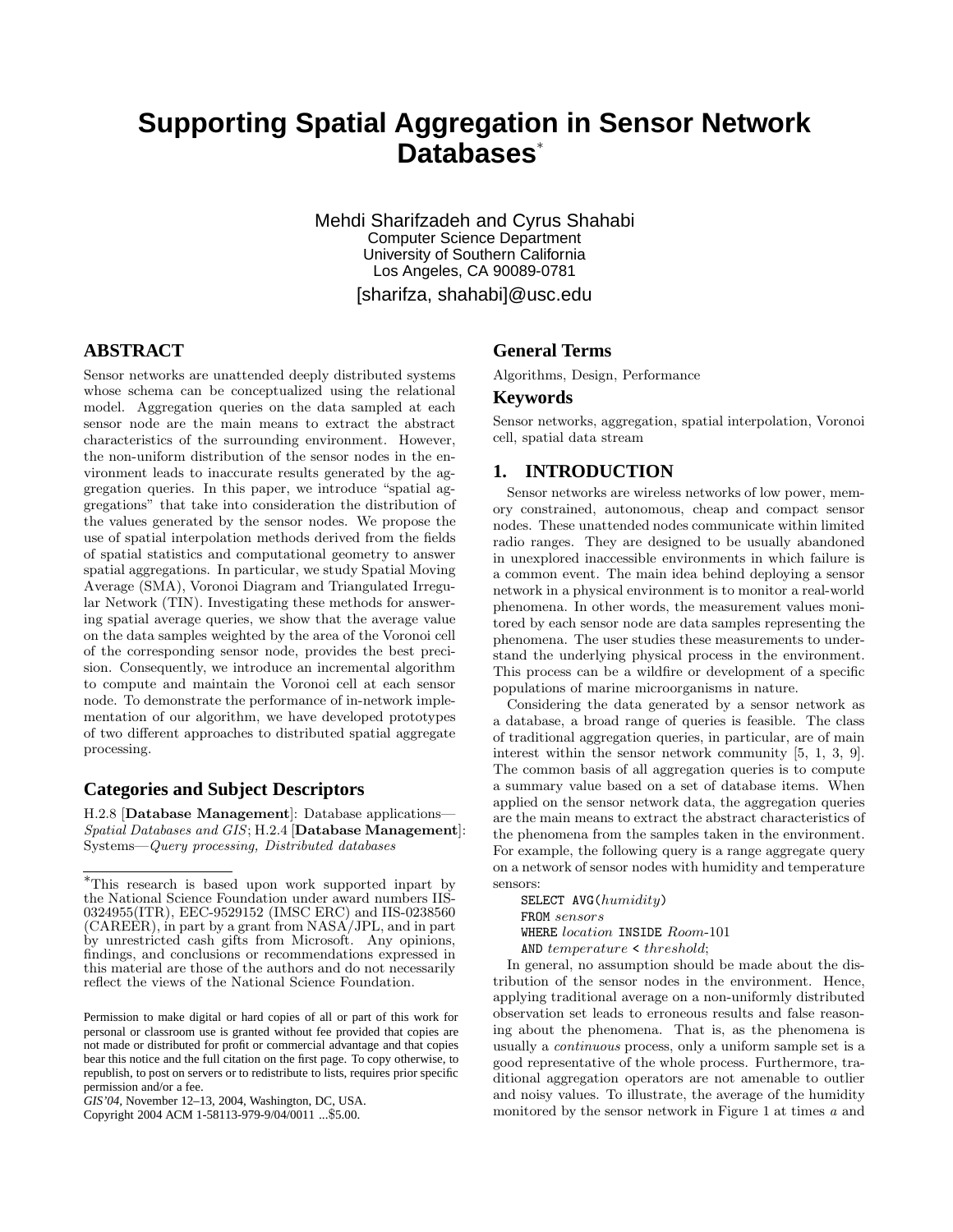# Supporting Spatial Aggregation in Sensor Network Databases*

Mehdi Sharifzadeh and Cyrus Shahabi
Computer Science Department
University of Southern California
Los Angeles, CA 90089-0781
[sharifza, shahabi]@usc.edu

## ABSTRACT

Sensor networks are unattended deeply distributed systems whose schema can be conceptualized using the relational model. Aggregation queries on the data sampled at each sensor node are the main means to extract the abstract characteristics of the surrounding environment. However, the non-uniform distribution of the sensor nodes in the environment leads to inaccurate results generated by the aggregation queries. In this paper, we introduce "spatial aggregations" that take into consideration the distribution of the values generated by the sensor nodes. We propose the use of spatial interpolation methods derived from the fields of spatial statistics and computational geometry to answer spatial aggregations. In particular, we study Spatial Moving Average (SMA), Voronoi Diagram and Triangulated Irregular Network (TIN). Investigating these methods for answering spatial average queries, we show that the average value on the data samples weighted by the area of the Voronoi cell of the corresponding sensor node, provides the best precision. Consequently, we introduce an incremental algorithm to compute and maintain the Voronoi cell at each sensor node. To demonstrate the performance of in-network implementation of our algorithm, we have developed prototypes of two different approaches to distributed spatial aggregate processing.

## Categories and Subject Descriptors

H.2.8 [**Database Management**]: Database applications—*Spatial Databases and GIS*; H.2.4 [**Database Management**]: Systems—*Query processing, Distributed databases*

*This research is based upon work supported inpart by the National Science Foundation under award numbers IIS-0324955(ITR), EEC-9529152 (IMSC ERC) and IIS-0238560 (CAREER), in part by a grant from NASA/JPL, and in part by unrestricted cash gifts from Microsoft. Any opinions, findings, and conclusions or recommendations expressed in this material are those of the authors and do not necessarily reflect the views of the National Science Foundation.

Permission to make digital or hard copies of all or part of this work for personal or classroom use is granted without fee provided that copies are not made or distributed for profit or commercial advantage and that copies bear this notice and the full citation on the first page. To copy otherwise, to republish, to post on servers or to redistribute to lists, requires prior specific permission and/or a fee.
*GIS'04*, November 12–13, 2004, Washington, DC, USA.
Copyright 2004 ACM 1-58113-979-9/04/0011 ...$5.00.

## General Terms

Algorithms, Design, Performance

## Keywords

Sensor networks, aggregation, spatial interpolation, Voronoi cell, spatial data stream

## 1. INTRODUCTION

Sensor networks are wireless networks of low power, memory constrained, autonomous, cheap and compact sensor nodes. These unattended nodes communicate within limited radio ranges. They are designed to be usually abandoned in unexplored inaccessible environments in which failure is a common event. The main idea behind deploying a sensor network in a physical environment is to monitor a real-world phenomena. In other words, the measurement values monitored by each sensor node are data samples representing the phenomena. The user studies these measurements to understand the underlying physical process in the environment. This process can be a wildfire or development of a specific populations of marine microorganisms in nature.

Considering the data generated by a sensor network as a database, a broad range of queries is feasible. The class of traditional aggregation queries, in particular, are of main interest within the sensor network community [5, 1, 3, 9]. The common basis of all aggregation queries is to compute a summary value based on a set of database items. When applied on the sensor network data, the aggregation queries are the main means to extract the abstract characteristics of the phenomena from the samples taken in the environment. For example, the following query is a range aggregate query on a network of sensor nodes with humidity and temperature sensors:

```
SELECT AVG(humidity)
FROM sensors
WHERE location INSIDE Room-101
AND temperature < threshold;
```

In general, no assumption should be made about the distribution of the sensor nodes in the environment. Hence, applying traditional average on a non-uniformly distributed observation set leads to erroneous results and false reasoning about the phenomena. That is, as the phenomena is usually a *continuous* process, only a uniform sample set is a good representative of the whole process. Furthermore, traditional aggregation operators are not amenable to outlier and noisy values. To illustrate, the average of the humidity monitored by the sensor network in Figure 1 at times $a$ and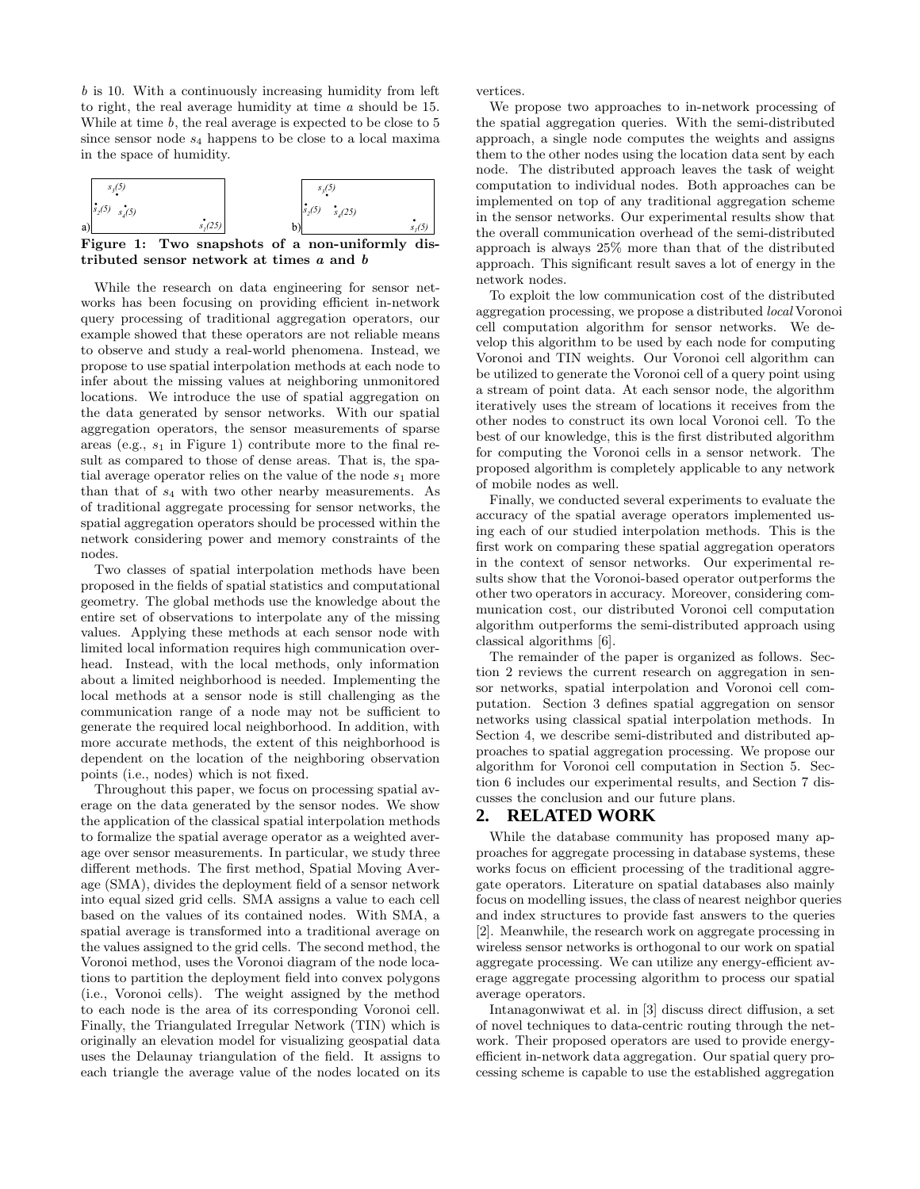$b$ is 10. With a continuously increasing humidity from left to right, the real average humidity at time $a$ should be 15. While at time $b$, the real average is expected to be close to 5 since sensor node $s_4$ happens to be close to a local maxima in the space of humidity.

a) $s_3(5)$ $s_2(5)$ $s_4(5)$ $s_1(25)$

b) $s_3(5)$ $s_2(5)$ $s_4(25)$ $s_1(5)$

**Figure 1: Two snapshots of a non-uniformly distributed sensor network at times $a$ and $b$**

While the research on data engineering for sensor networks has been focusing on providing efficient in-network query processing of traditional aggregation operators, our example showed that these operators are not reliable means to observe and study a real-world phenomena. Instead, we propose to use spatial interpolation methods at each node to infer about the missing values at neighboring unmonitored locations. We introduce the use of spatial aggregation on the data generated by sensor networks. With our spatial aggregation operators, the sensor measurements of sparse areas (e.g., $s_1$ in Figure 1) contribute more to the final result as compared to those of dense areas. That is, the spatial average operator relies on the value of the node $s_1$ more than that of $s_4$ with two other nearby measurements. As of traditional aggregate processing for sensor networks, the spatial aggregation operators should be processed within the network considering power and memory constraints of the nodes.

Two classes of spatial interpolation methods have been proposed in the fields of spatial statistics and computational geometry. The global methods use the knowledge about the entire set of observations to interpolate any of the missing values. Applying these methods at each sensor node with limited local information requires high communication overhead. Instead, with the local methods, only information about a limited neighborhood is needed. Implementing the local methods at a sensor node is still challenging as the communication range of a node may not be sufficient to generate the required local neighborhood. In addition, with more accurate methods, the extent of this neighborhood is dependent on the location of the neighboring observation points (i.e., nodes) which is not fixed.

Throughout this paper, we focus on processing spatial average on the data generated by the sensor nodes. We show the application of the classical spatial interpolation methods to formalize the spatial average operator as a weighted average over sensor measurements. In particular, we study three different methods. The first method, Spatial Moving Average (SMA), divides the deployment field of a sensor network into equal sized grid cells. SMA assigns a value to each cell based on the values of its contained nodes. With SMA, a spatial average is transformed into a traditional average on the values assigned to the grid cells. The second method, the Voronoi method, uses the Voronoi diagram of the node locations to partition the deployment field into convex polygons (i.e., Voronoi cells). The weight assigned by the method to each node is the area of its corresponding Voronoi cell. Finally, the Triangulated Irregular Network (TIN) which is originally an elevation model for visualizing geospatial data uses the Delaunay triangulation of the field. It assigns to each triangle the average value of the nodes located on its vertices.

We propose two approaches to in-network processing of the spatial aggregation queries. With the semi-distributed approach, a single node computes the weights and assigns them to the other nodes using the location data sent by each node. The distributed approach leaves the task of weight computation to individual nodes. Both approaches can be implemented on top of any traditional aggregation scheme in the sensor networks. Our experimental results show that the overall communication overhead of the semi-distributed approach is always 25% more than that of the distributed approach. This significant result saves a lot of energy in the network nodes.

To exploit the low communication cost of the distributed aggregation processing, we propose a distributed *local* Voronoi cell computation algorithm for sensor networks. We develop this algorithm to be used by each node for computing Voronoi and TIN weights. Our Voronoi cell algorithm can be utilized to generate the Voronoi cell of a query point using a stream of point data. At each sensor node, the algorithm iteratively uses the stream of locations it receives from the other nodes to construct its own local Voronoi cell. To the best of our knowledge, this is the first distributed algorithm for computing the Voronoi cells in a sensor network. The proposed algorithm is completely applicable to any network of mobile nodes as well.

Finally, we conducted several experiments to evaluate the accuracy of the spatial average operators implemented using each of our studied interpolation methods. This is the first work on comparing these spatial aggregation operators in the context of sensor networks. Our experimental results show that the Voronoi-based operator outperforms the other two operators in accuracy. Moreover, considering communication cost, our distributed Voronoi cell computation algorithm outperforms the semi-distributed approach using classical algorithms [6].

The remainder of the paper is organized as follows. Section 2 reviews the current research on aggregation in sensor networks, spatial interpolation and Voronoi cell computation. Section 3 defines spatial aggregation on sensor networks using classical spatial interpolation methods. In Section 4, we describe semi-distributed and distributed approaches to spatial aggregation processing. We propose our algorithm for Voronoi cell computation in Section 5. Section 6 includes our experimental results, and Section 7 discusses the conclusion and our future plans.

## 2. RELATED WORK

While the database community has proposed many approaches for aggregate processing in database systems, these works focus on efficient processing of the traditional aggregate operators. Literature on spatial databases also mainly focus on modelling issues, the class of nearest neighbor queries and index structures to provide fast answers to the queries [2]. Meanwhile, the research work on aggregate processing in wireless sensor networks is orthogonal to our work on spatial aggregate processing. We can utilize any energy-efficient average aggregate processing algorithm to process our spatial average operators.

Intanagonwiwat et al. in [3] discuss direct diffusion, a set of novel techniques to data-centric routing through the network. Their proposed operators are used to provide energy-efficient in-network data aggregation. Our spatial query processing scheme is capable to use the established aggregation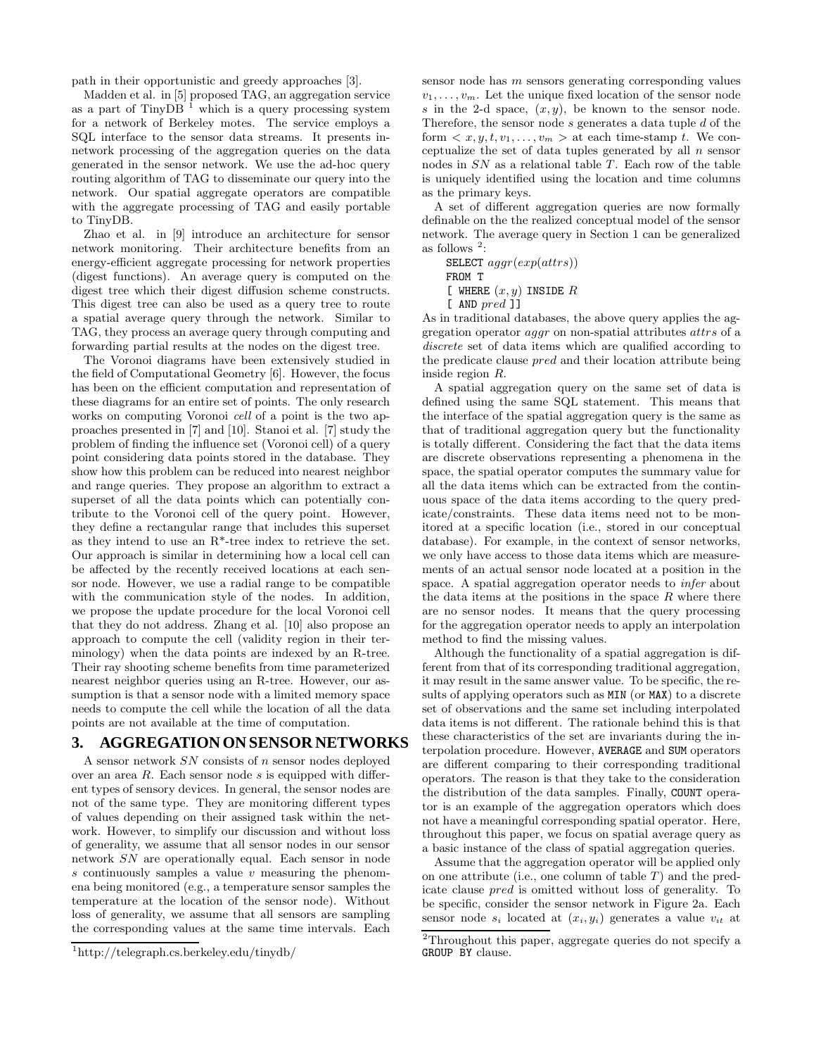path in their opportunistic and greedy approaches [3].

Madden et al. in [5] proposed TAG, an aggregation service as a part of TinyDB [1] which is a query processing system for a network of Berkeley motes. The service employs a SQL interface to the sensor data streams. It presents in-network processing of the aggregation queries on the data generated in the sensor network. We use the ad-hoc query routing algorithm of TAG to disseminate our query into the network. Our spatial aggregate operators are compatible with the aggregate processing of TAG and easily portable to TinyDB.

Zhao et al. in [9] introduce an architecture for sensor network monitoring. Their architecture benefits from an energy-efficient aggregate processing for network properties (digest functions). An average query is computed on the digest tree which their digest diffusion scheme constructs. This digest tree can also be used as a query tree to route a spatial average query through the network. Similar to TAG, they process an average query through computing and forwarding partial results at the nodes on the digest tree.

The Voronoi diagrams have been extensively studied in the field of Computational Geometry [6]. However, the focus has been on the efficient computation and representation of these diagrams for an entire set of points. The only research works on computing Voronoi *cell* of a point is the two approaches presented in [7] and [10]. Stanoi et al. [7] study the problem of finding the influence set (Voronoi cell) of a query point considering data points stored in the database. They show how this problem can be reduced into nearest neighbor and range queries. They propose an algorithm to extract a superset of all the data points which can potentially contribute to the Voronoi cell of the query point. However, they define a rectangular range that includes this superset as they intend to use an R*-tree index to retrieve the set. Our approach is similar in determining how a local cell can be affected by the recently received locations at each sensor node. However, we use a radial range to be compatible with the communication style of the nodes. In addition, we propose the update procedure for the local Voronoi cell that they do not address. Zhang et al. [10] also propose an approach to compute the cell (validity region in their terminology) when the data points are indexed by an R-tree. Their ray shooting scheme benefits from time parameterized nearest neighbor queries using an R-tree. However, our assumption is that a sensor node with a limited memory space needs to compute the cell while the location of all the data points are not available at the time of computation.

## 3. AGGREGATION ON SENSOR NETWORKS

A sensor network $SN$ consists of $n$ sensor nodes deployed over an area $R$. Each sensor node $s$ is equipped with different types of sensory devices. In general, the sensor nodes are not of the same type. They are monitoring different types of values depending on their assigned task within the network. However, to simplify our discussion and without loss of generality, we assume that all sensor nodes in our sensor network $SN$ are operationally equal. Each sensor in node $s$ continuously samples a value $v$ measuring the phenomena being monitored (e.g., a temperature sensor samples the temperature at the location of the sensor node). Without loss of generality, we assume that all sensors are sampling the corresponding values at the same time intervals. Each sensor node has $m$ sensors generating corresponding values $v_1, \ldots, v_m$. Let the unique fixed location of the sensor node $s$ in the 2-d space, $(x, y)$, be known to the sensor node. Therefore, the sensor node $s$ generates a data tuple $d$ of the form $< x, y, t, v_1, \ldots, v_m >$ at each time-stamp $t$. We conceptualize the set of data tuples generated by all $n$ sensor nodes in $SN$ as a relational table $T$. Each row of the table is uniquely identified using the location and time columns as the primary keys.

A set of different aggregation queries are now formally definable on the the realized conceptual model of the sensor network. The average query in Section 1 can be generalized as follows [2]:

SELECT $aggr(exp(attrs))$
FROM T
[ WHERE $(x, y)$ INSIDE $R$
[ AND $pred$ ]]

As in traditional databases, the above query applies the aggregation operator $aggr$ on non-spatial attributes $attrs$ of a *discrete* set of data items which are qualified according to the predicate clause $pred$ and their location attribute being inside region $R$.

A spatial aggregation query on the same set of data is defined using the same SQL statement. This means that the interface of the spatial aggregation query is the same as that of traditional aggregation query but the functionality is totally different. Considering the fact that the data items are discrete observations representing a phenomena in the space, the spatial operator computes the summary value for all the data items which can be extracted from the continuous space of the data items according to the query predicate/constraints. These data items need not to be monitored at a specific location (i.e., stored in our conceptual database). For example, in the context of sensor networks, we only have access to those data items which are measurements of an actual sensor node located at a position in the space. A spatial aggregation operator needs to *infer* about the data items at the positions in the space $R$ where there are no sensor nodes. It means that the query processing for the aggregation operator needs to apply an interpolation method to find the missing values.

Although the functionality of a spatial aggregation is different from that of its corresponding traditional aggregation, it may result in the same answer value. To be specific, the results of applying operators such as MIN (or MAX) to a discrete set of observations and the same set including interpolated data items is not different. The rationale behind this is that these characteristics of the set are invariants during the interpolation procedure. However, AVERAGE and SUM operators are different comparing to their corresponding traditional operators. The reason is that they take to the consideration the distribution of the data samples. Finally, COUNT operator is an example of the aggregation operators which does not have a meaningful corresponding spatial operator. Here, throughout this paper, we focus on spatial average query as a basic instance of the class of spatial aggregation queries.

Assume that the aggregation operator will be applied only on one attribute (i.e., one column of table $T$) and the predicate clause $pred$ is omitted without loss of generality. To be specific, consider the sensor network in Figure 2a. Each sensor node $s_i$ located at $(x_i, y_i)$ generates a value $v_{it}$ at

[1] http://telegraph.cs.berkeley.edu/tinydb/

[2] Throughout this paper, aggregate queries do not specify a GROUP BY clause.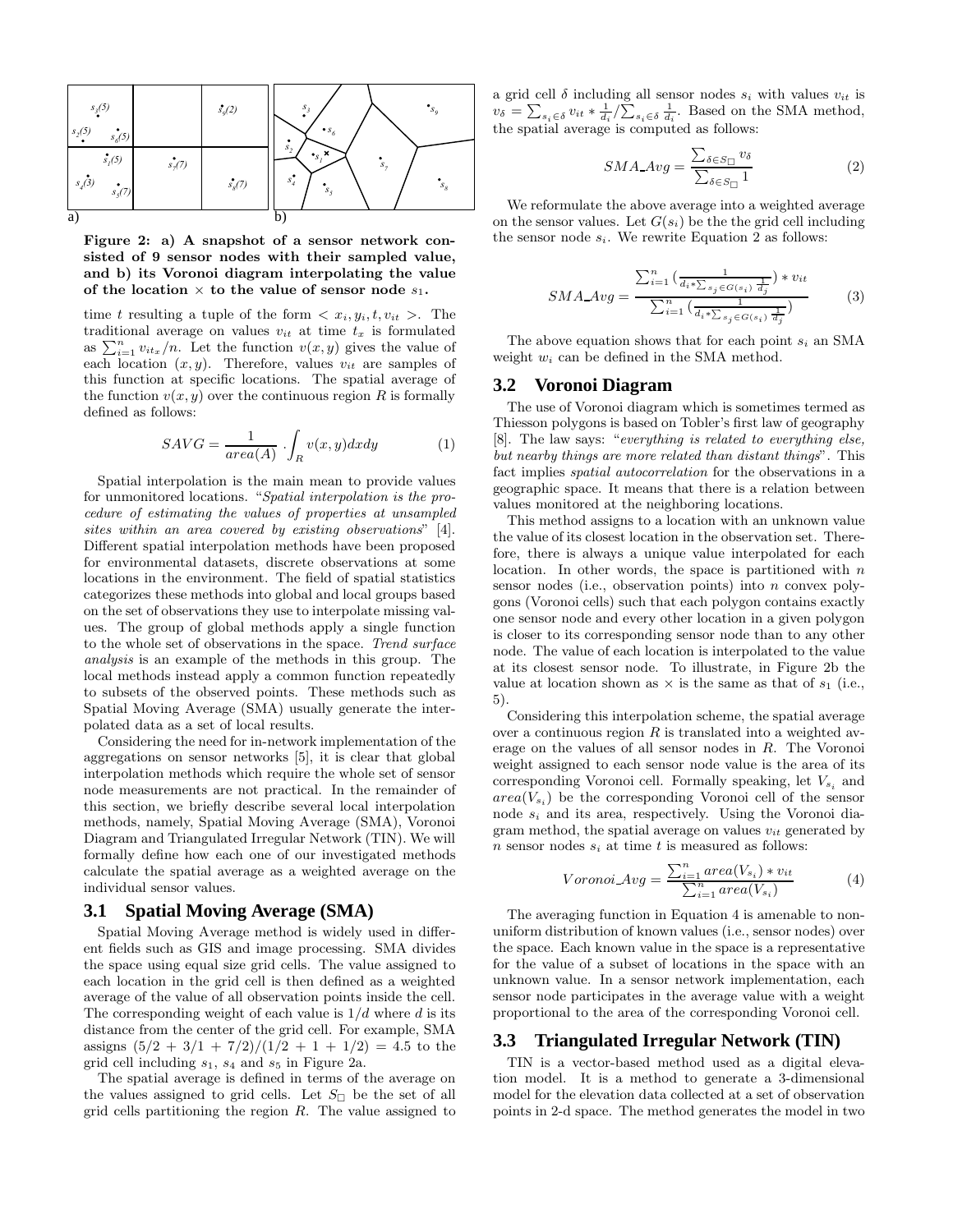a)

$s_1(5)$ $s_2(5)$ $s_6(5)$ $s_9(2)$ $s_1(5)$ $s_7(7)$ $s_4(3)$ $s_5(7)$ $s_8(7)$

b)

$s_3$ $s_9$ $s_6$ $s_2$ $s_1$ $s_7$ $s_4$ $s_5$ $s_8$

**Figure 2: a) A snapshot of a sensor network consisted of 9 sensor nodes with their sampled value, and b) its Voronoi diagram interpolating the value of the location $\times$ to the value of sensor node $s_1$.**

time $t$ resulting a tuple of the form $< x_i, y_i, t, v_{it} >$. The traditional average on values $v_{it}$ at time $t_x$ is formulated as $\sum_{i=1}^{n} v_{it_x}/n$. Let the function $v(x, y)$ gives the value of each location $(x, y)$. Therefore, values $v_{it}$ are samples of this function at specific locations. The spatial average of the function $v(x, y)$ over the continuous region $R$ is formally defined as follows:

$$SAVG = \frac{1}{area(A)} \cdot \int_R v(x, y)dxdy \tag{1}$$

Spatial interpolation is the main mean to provide values for unmonitored locations. "*Spatial interpolation is the procedure of estimating the values of properties at unsampled sites within an area covered by existing observations*" [4]. Different spatial interpolation methods have been proposed for environmental datasets, discrete observations at some locations in the environment. The field of spatial statistics categorizes these methods into global and local groups based on the set of observations they use to interpolate missing values. The group of global methods apply a single function to the whole set of observations in the space. *Trend surface analysis* is an example of the methods in this group. The local methods instead apply a common function repeatedly to subsets of the observed points. These methods such as Spatial Moving Average (SMA) usually generate the interpolated data as a set of local results.

Considering the need for in-network implementation of the aggregations on sensor networks [5], it is clear that global interpolation methods which require the whole set of sensor node measurements are not practical. In the remainder of this section, we briefly describe several local interpolation methods, namely, Spatial Moving Average (SMA), Voronoi Diagram and Triangulated Irregular Network (TIN). We will formally define how each one of our investigated methods calculate the spatial average as a weighted average on the individual sensor values.

## 3.1 Spatial Moving Average (SMA)

Spatial Moving Average method is widely used in different fields such as GIS and image processing. SMA divides the space using equal size grid cells. The value assigned to each location in the grid cell is then defined as a weighted average of the value of all observation points inside the cell. The corresponding weight of each value is $1/d$ where $d$ is its distance from the center of the grid cell. For example, SMA assigns $(5/2 + 3/1 + 7/2)/(1/2 + 1 + 1/2) = 4.5$ to the grid cell including $s_1$, $s_4$ and $s_5$ in Figure 2a.

The spatial average is defined in terms of the average on the values assigned to grid cells. Let $S_\square$ be the set of all grid cells partitioning the region $R$. The value assigned to a grid cell $\delta$ including all sensor nodes $s_i$ with values $v_{it}$ is $v_\delta = \sum_{s_i \in \delta} v_{it} * \frac{1}{d_i} / \sum_{s_i \in \delta} \frac{1}{d_i}$. Based on the SMA method, the spatial average is computed as follows:

$$SMA\_Avg = \frac{\sum_{\delta \in S_\square} v_\delta}{\sum_{\delta \in S_\square} 1} \tag{2}$$

We reformulate the above average into a weighted average on the sensor values. Let $G(s_i)$ be the the grid cell including the sensor node $s_i$. We rewrite Equation 2 as follows:

$$SMA\_Avg = \frac{\sum_{i=1}^{n} \left(\frac{1}{d_i * \sum_{s_j \in G(s_i)} \frac{1}{d_j}}\right) * v_{it}}{\sum_{i=1}^{n} \left(\frac{1}{d_i * \sum_{s_j \in G(s_i)} \frac{1}{d_j}}\right)} \tag{3}$$

The above equation shows that for each point $s_i$ an SMA weight $w_i$ can be defined in the SMA method.

## 3.2 Voronoi Diagram

The use of Voronoi diagram which is sometimes termed as Thiesson polygons is based on Tobler's first law of geography [8]. The law says: "*everything is related to everything else, but nearby things are more related than distant things*". This fact implies *spatial autocorrelation* for the observations in a geographic space. It means that there is a relation between values monitored at the neighboring locations.

This method assigns to a location with an unknown value the value of its closest location in the observation set. Therefore, there is always a unique value interpolated for each location. In other words, the space is partitioned with $n$ sensor nodes (i.e., observation points) into $n$ convex polygons (Voronoi cells) such that each polygon contains exactly one sensor node and every other location in a given polygon is closer to its corresponding sensor node than to any other node. The value of each location is interpolated to the value at its closest sensor node. To illustrate, in Figure 2b the value at location shown as $\times$ is the same as that of $s_1$ (i.e., 5).

Considering this interpolation scheme, the spatial average over a continuous region $R$ is translated into a weighted average on the values of all sensor nodes in $R$. The Voronoi weight assigned to each sensor node value is the area of its corresponding Voronoi cell. Formally speaking, let $V_{s_i}$ and $area(V_{s_i})$ be the corresponding Voronoi cell of the sensor node $s_i$ and its area, respectively. Using the Voronoi diagram method, the spatial average on values $v_{it}$ generated by $n$ sensor nodes $s_i$ at time $t$ is measured as follows:

$$Voronoi\_Avg = \frac{\sum_{i=1}^{n} area(V_{s_i}) * v_{it}}{\sum_{i=1}^{n} area(V_{s_i})} \tag{4}$$

The averaging function in Equation 4 is amenable to non-uniform distribution of known values (i.e., sensor nodes) over the space. Each known value in the space is a representative for the value of a subset of locations in the space with an unknown value. In a sensor network implementation, each sensor node participates in the average value with a weight proportional to the area of the corresponding Voronoi cell.

## 3.3 Triangulated Irregular Network (TIN)

TIN is a vector-based method used as a digital elevation model. It is a method to generate a 3-dimensional model for the elevation data collected at a set of observation points in 2-d space. The method generates the model in two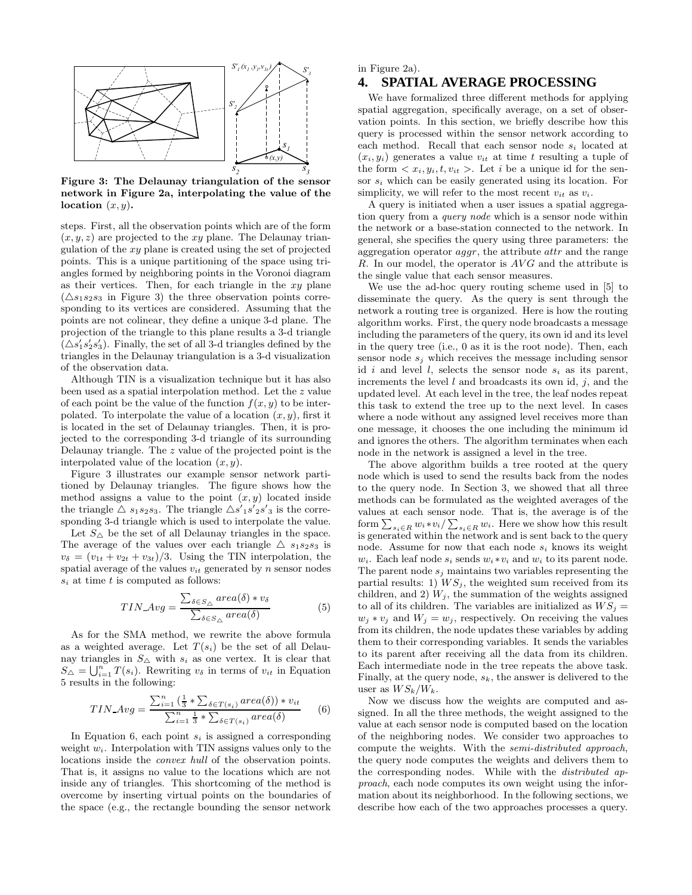Figure 3: The Delaunay triangulation of the sensor network in Figure 2a, interpolating the value of the location $(x, y)$.

steps. First, all the observation points which are of the form $(x, y, z)$ are projected to the $xy$ plane. The Delaunay triangulation of the $xy$ plane is created using the set of projected points. This is a unique partitioning of the space using triangles formed by neighboring points in the Voronoi diagram as their vertices. Then, for each triangle in the $xy$ plane ($\triangle s_1 s_2 s_3$ in Figure 3) the three observation points corresponding to its vertices are considered. Assuming that the points are not colinear, they define a unique 3-d plane. The projection of the triangle to this plane results a 3-d triangle ($\triangle s'_1 s'_2 s'_3$). Finally, the set of all 3-d triangles defined by the triangles in the Delaunay triangulation is a 3-d visualization of the observation data.

Although TIN is a visualization technique but it has also been used as a spatial interpolation method. Let the $z$ value of each point be the value of the function $f(x, y)$ to be interpolated. To interpolate the value of a location $(x, y)$, first it is located in the set of Delaunay triangles. Then, it is projected to the corresponding 3-d triangle of its surrounding Delaunay triangle. The $z$ value of the projected point is the interpolated value of the location $(x, y)$.

Figure 3 illustrates our example sensor network partitioned by Delaunay triangles. The figure shows how the method assigns a value to the point $(x, y)$ located inside the triangle $\triangle s_1 s_2 s_3$. The triangle $\triangle s'_1 s'_2 s'_3$ is the corresponding 3-d triangle which is used to interpolate the value.

Let $S_\triangle$ be the set of all Delaunay triangles in the space. The average of the values over each triangle $\triangle s_1 s_2 s_3$ is $v_\delta = (v_{1t} + v_{2t} + v_{3t})/3$. Using the TIN interpolation, the spatial average of the values $v_{it}$ generated by $n$ sensor nodes $s_i$ at time $t$ is computed as follows:

$$TIN\_Avg = \frac{\sum_{\delta \in S_\triangle} area(\delta) * v_\delta}{\sum_{\delta \in S_\triangle} area(\delta)} \tag{5}$$

As for the SMA method, we rewrite the above formula as a weighted average. Let $T(s_i)$ be the set of all Delaunay triangles in $S_\triangle$ with $s_i$ as one vertex. It is clear that $S_\triangle = \bigcup_{i=1}^{n} T(s_i)$. Rewriting $v_\delta$ in terms of $v_{it}$ in Equation 5 results in the following:

$$TIN\_Avg = \frac{\sum_{i=1}^{n} (\frac{1}{3} * \sum_{\delta \in T(s_i)} area(\delta)) * v_{it}}{\sum_{i=1}^{n} \frac{1}{3} * \sum_{\delta \in T(s_i)} area(\delta)} \tag{6}$$

In Equation 6, each point $s_i$ is assigned a corresponding weight $w_i$. Interpolation with TIN assigns values only to the locations inside the *convex hull* of the observation points. That is, it assigns no value to the locations which are not inside any of triangles. This shortcoming of the method is overcome by inserting virtual points on the boundaries of the space (e.g., the rectangle bounding the sensor network in Figure 2a).

# 4. SPATIAL AVERAGE PROCESSING

We have formalized three different methods for applying spatial aggregation, specifically average, on a set of observation points. In this section, we briefly describe how this query is processed within the sensor network according to each method. Recall that each sensor node $s_i$ located at $(x_i, y_i)$ generates a value $v_{it}$ at time $t$ resulting a tuple of the form $< x_i, y_i, t, v_{it} >$. Let $i$ be a unique id for the sensor $s_i$ which can be easily generated using its location. For simplicity, we will refer to the most recent $v_{it}$ as $v_i$.

A query is initiated when a user issues a spatial aggregation query from a *query node* which is a sensor node within the network or a base-station connected to the network. In general, she specifies the query using three parameters: the aggregation operator *aggr*, the attribute *attr* and the range $R$. In our model, the operator is $AVG$ and the attribute is the single value that each sensor measures.

We use the ad-hoc query routing scheme used in [5] to disseminate the query. As the query is sent through the network a routing tree is organized. Here is how the routing algorithm works. First, the query node broadcasts a message including the parameters of the query, its own id and its level in the query tree (i.e., 0 as it is the root node). Then, each sensor node $s_j$ which receives the message including sensor id $i$ and level $l$, selects the sensor node $s_i$ as its parent, increments the level $l$ and broadcasts its own id, $j$, and the updated level. At each level in the tree, the leaf nodes repeat this task to extend the tree up to the next level. In cases where a node without any assigned level receives more than one message, it chooses the one including the minimum id and ignores the others. The algorithm terminates when each node in the network is assigned a level in the tree.

The above algorithm builds a tree rooted at the query node which is used to send the results back from the nodes to the query node. In Section 3, we showed that all three methods can be formulated as the weighted averages of the values at each sensor node. That is, the average is of the form $\sum_{s_i \in R} w_i * v_i / \sum_{s_i \in R} w_i$. Here we show how this result is generated within the network and is sent back to the query node. Assume for now that each node $s_i$ knows its weight $w_i$. Each leaf node $s_i$ sends $w_i * v_i$ and $w_i$ to its parent node. The parent node $s_j$ maintains two variables representing the partial results: 1) $WS_j$, the weighted sum received from its children, and 2) $W_j$, the summation of the weights assigned to all of its children. The variables are initialized as $WS_j = w_j * v_j$ and $W_j = w_j$, respectively. On receiving the values from its children, the node updates these variables by adding them to their corresponding variables. It sends the variables to its parent after receiving all the data from its children. Each intermediate node in the tree repeats the above task. Finally, at the query node, $s_k$, the answer is delivered to the user as $WS_k/W_k$.

Now we discuss how the weights are computed and assigned. In all the three methods, the weight assigned to the value at each sensor node is computed based on the location of the neighboring nodes. We consider two approaches to compute the weights. With the *semi-distributed approach*, the query node computes the weights and delivers them to the corresponding nodes. While with the *distributed approach*, each node computes its own weight using the information about its neighborhood. In the following sections, we describe how each of the two approaches processes a query.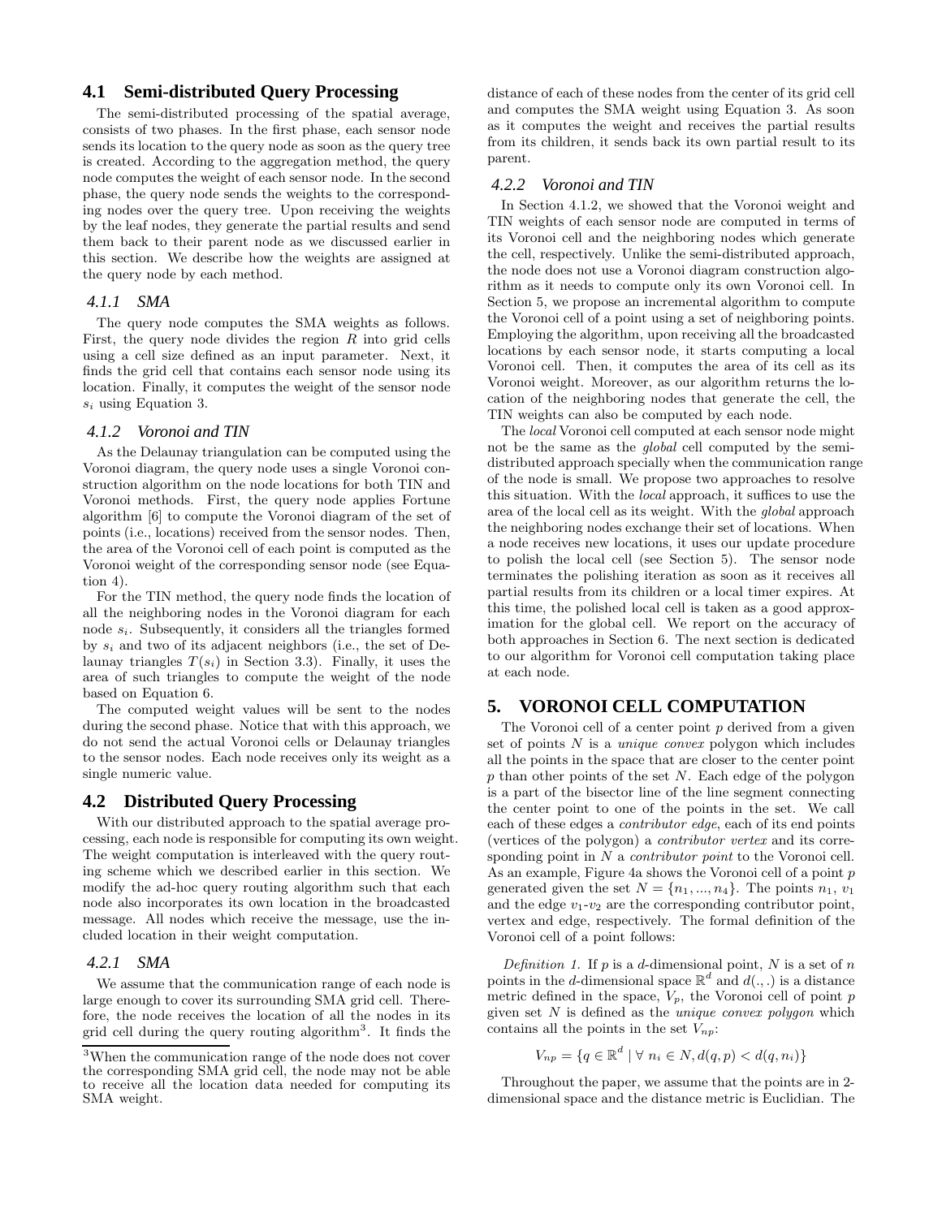### 4.1 Semi-distributed Query Processing

The semi-distributed processing of the spatial average, consists of two phases. In the first phase, each sensor node sends its location to the query node as soon as the query tree is created. According to the aggregation method, the query node computes the weight of each sensor node. In the second phase, the query node sends the weights to the corresponding nodes over the query tree. Upon receiving the weights by the leaf nodes, they generate the partial results and send them back to their parent node as we discussed earlier in this section. We describe how the weights are assigned at the query node by each method.

#### 4.1.1 SMA

The query node computes the SMA weights as follows. First, the query node divides the region $R$ into grid cells using a cell size defined as an input parameter. Next, it finds the grid cell that contains each sensor node using its location. Finally, it computes the weight of the sensor node $s_i$ using Equation 3.

#### 4.1.2 Voronoi and TIN

As the Delaunay triangulation can be computed using the Voronoi diagram, the query node uses a single Voronoi construction algorithm on the node locations for both TIN and Voronoi methods. First, the query node applies Fortune algorithm [6] to compute the Voronoi diagram of the set of points (i.e., locations) received from the sensor nodes. Then, the area of the Voronoi cell of each point is computed as the Voronoi weight of the corresponding sensor node (see Equation 4).

For the TIN method, the query node finds the location of all the neighboring nodes in the Voronoi diagram for each node $s_i$. Subsequently, it considers all the triangles formed by $s_i$ and two of its adjacent neighbors (i.e., the set of Delaunay triangles $T(s_i)$ in Section 3.3). Finally, it uses the area of such triangles to compute the weight of the node based on Equation 6.

The computed weight values will be sent to the nodes during the second phase. Notice that with this approach, we do not send the actual Voronoi cells or Delaunay triangles to the sensor nodes. Each node receives only its weight as a single numeric value.

### 4.2 Distributed Query Processing

With our distributed approach to the spatial average processing, each node is responsible for computing its own weight. The weight computation is interleaved with the query routing scheme which we described earlier in this section. We modify the ad-hoc query routing algorithm such that each node also incorporates its own location in the broadcasted message. All nodes which receive the message, use the included location in their weight computation.

#### 4.2.1 SMA

We assume that the communication range of each node is large enough to cover its surrounding SMA grid cell. Therefore, the node receives the location of all the nodes in its grid cell during the query routing algorithm[3]. It finds the distance of each of these nodes from the center of its grid cell and computes the SMA weight using Equation 3. As soon as it computes the weight and receives the partial results from its children, it sends back its own partial result to its parent.

#### 4.2.2 Voronoi and TIN

In Section 4.1.2, we showed that the Voronoi weight and TIN weights of each sensor node are computed in terms of its Voronoi cell and the neighboring nodes which generate the cell, respectively. Unlike the semi-distributed approach, the node does not use a Voronoi diagram construction algorithm as it needs to compute only its own Voronoi cell. In Section 5, we propose an incremental algorithm to compute the Voronoi cell of a point using a set of neighboring points. Employing the algorithm, upon receiving all the broadcasted locations by each sensor node, it starts computing a local Voronoi cell. Then, it computes the area of its cell as its Voronoi weight. Moreover, as our algorithm returns the location of the neighboring nodes that generate the cell, the TIN weights can also be computed by each node.

The *local* Voronoi cell computed at each sensor node might not be the same as the *global* cell computed by the semi-distributed approach specially when the communication range of the node is small. We propose two approaches to resolve this situation. With the *local* approach, it suffices to use the area of the local cell as its weight. With the *global* approach the neighboring nodes exchange their set of locations. When a node receives new locations, it uses our update procedure to polish the local cell (see Section 5). The sensor node terminates the polishing iteration as soon as it receives all partial results from its children or a local timer expires. At this time, the polished local cell is taken as a good approximation for the global cell. We report on the accuracy of both approaches in Section 6. The next section is dedicated to our algorithm for Voronoi cell computation taking place at each node.

## 5. VORONOI CELL COMPUTATION

The Voronoi cell of a center point $p$ derived from a given set of points $N$ is a *unique convex* polygon which includes all the points in the space that are closer to the center point $p$ than other points of the set $N$. Each edge of the polygon is a part of the bisector line of the line segment connecting the center point to one of the points in the set. We call each of these edges a *contributor edge*, each of its end points (vertices of the polygon) a *contributor vertex* and its corresponding point in $N$ a *contributor point* to the Voronoi cell. As an example, Figure 4a shows the Voronoi cell of a point $p$ generated given the set $N = \{n_1, ..., n_4\}$. The points $n_1$, $v_1$ and the edge $v_1$-$v_2$ are the corresponding contributor point, vertex and edge, respectively. The formal definition of the Voronoi cell of a point follows:

*Definition 1.* If $p$ is a $d$-dimensional point, $N$ is a set of $n$ points in the $d$-dimensional space $\mathbb{R}^d$ and $d(.,.)$ is a distance metric defined in the space, $V_p$, the Voronoi cell of point $p$ given set $N$ is defined as the *unique convex polygon* which contains all the points in the set $V_{np}$:

$$V_{np} = \{q \in \mathbb{R}^d \mid \forall\ n_i \in N, d(q,p) < d(q,n_i)\}$$

Throughout the paper, we assume that the points are in 2-dimensional space and the distance metric is Euclidian. The

[3]When the communication range of the node does not cover the corresponding SMA grid cell, the node may not be able to receive all the location data needed for computing its SMA weight.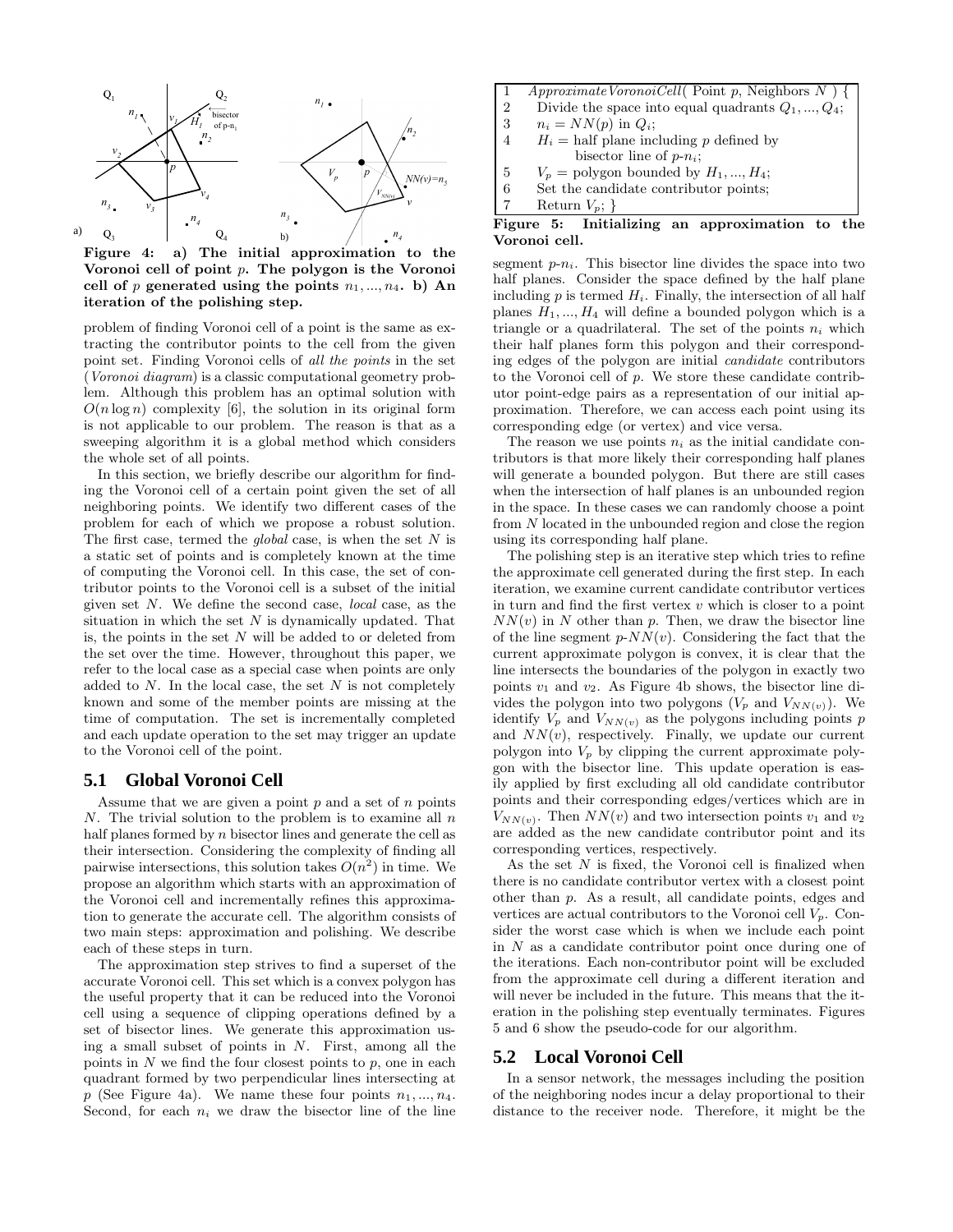Q1 Q2 Q3 Q4

$n_1$ $v_1$ $H_1$ bisector of p-$n_1$ $n_2$ $v_2$ p $v_4$ $n_3$ $v_3$ $n_4$

a)

$n_1$ $n_2$ $V_p$ p NN(v)=$n_5$ $V_{NN(v)}$ v $n_3$ $n_4$

b)

**Figure 4: a) The initial approximation to the Voronoi cell of point $p$. The polygon is the Voronoi cell of $p$ generated using the points $n_1, ..., n_4$. b) An iteration of the polishing step.**

problem of finding Voronoi cell of a point is the same as extracting the contributor points to the cell from the given point set. Finding Voronoi cells of *all the points* in the set (*Voronoi diagram*) is a classic computational geometry problem. Although this problem has an optimal solution with $O(n \log n)$ complexity [6], the solution in its original form is not applicable to our problem. The reason is that as a sweeping algorithm it is a global method which considers the whole set of all points.

In this section, we briefly describe our algorithm for finding the Voronoi cell of a certain point given the set of all neighboring points. We identify two different cases of the problem for each of which we propose a robust solution. The first case, termed the *global* case, is when the set $N$ is a static set of points and is completely known at the time of computing the Voronoi cell. In this case, the set of contributor points to the Voronoi cell is a subset of the initial given set $N$. We define the second case, *local* case, as the situation in which the set $N$ is dynamically updated. That is, the points in the set $N$ will be added to or deleted from the set over the time. However, throughout this paper, we refer to the local case as a special case when points are only added to $N$. In the local case, the set $N$ is not completely known and some of the member points are missing at the time of computation. The set is incrementally completed and each update operation to the set may trigger an update to the Voronoi cell of the point.

## 5.1 Global Voronoi Cell

Assume that we are given a point $p$ and a set of $n$ points $N$. The trivial solution to the problem is to examine all $n$ half planes formed by $n$ bisector lines and generate the cell as their intersection. Considering the complexity of finding all pairwise intersections, this solution takes $O(n^2)$ in time. We propose an algorithm which starts with an approximation of the Voronoi cell and incrementally refines this approximation to generate the accurate cell. The algorithm consists of two main steps: approximation and polishing. We describe each of these steps in turn.

The approximation step strives to find a superset of the accurate Voronoi cell. This set which is a convex polygon has the useful property that it can be reduced into the Voronoi cell using a sequence of clipping operations defined by a set of bisector lines. We generate this approximation using a small subset of points in $N$. First, among all the points in $N$ we find the four closest points to $p$, one in each quadrant formed by two perpendicular lines intersecting at $p$ (See Figure 4a). We name these four points $n_1, ..., n_4$. Second, for each $n_i$ we draw the bisector line of the line

```
1   ApproximateVoronoiCell( Point p, Neighbors N ) {
2       Divide the space into equal quadrants Q1, ..., Q4;
3       ni = NN(p) in Qi;
4       Hi = half plane including p defined by
                bisector line of p-ni;
5       Vp = polygon bounded by H1, ..., H4;
6       Set the candidate contributor points;
7       Return Vp; }
```

**Figure 5: Initializing an approximation to the Voronoi cell.**

segment $p$-$n_i$. This bisector line divides the space into two half planes. Consider the space defined by the half plane including $p$ is termed $H_i$. Finally, the intersection of all half planes $H_1, ..., H_4$ will define a bounded polygon which is a triangle or a quadrilateral. The set of the points $n_i$ which their half planes form this polygon and their corresponding edges of the polygon are initial *candidate* contributors to the Voronoi cell of $p$. We store these candidate contributor point-edge pairs as a representation of our initial approximation. Therefore, we can access each point using its corresponding edge (or vertex) and vice versa.

The reason we use points $n_i$ as the initial candidate contributors is that more likely their corresponding half planes will generate a bounded polygon. But there are still cases when the intersection of half planes is an unbounded region in the space. In these cases we can randomly choose a point from $N$ located in the unbounded region and close the region using its corresponding half plane.

The polishing step is an iterative step which tries to refine the approximate cell generated during the first step. In each iteration, we examine current candidate contributor vertices in turn and find the first vertex $v$ which is closer to a point $NN(v)$ in $N$ other than $p$. Then, we draw the bisector line of the line segment $p$-$NN(v)$. Considering the fact that the current approximate polygon is convex, it is clear that the line intersects the boundaries of the polygon in exactly two points $v_1$ and $v_2$. As Figure 4b shows, the bisector line divides the polygon into two polygons ($V_p$ and $V_{NN(v)}$). We identify $V_p$ and $V_{NN(v)}$ as the polygons including points $p$ and $NN(v)$, respectively. Finally, we update our current polygon into $V_p$ by clipping the current approximate polygon with the bisector line. This update operation is easily applied by first excluding all old candidate contributor points and their corresponding edges/vertices which are in $V_{NN(v)}$. Then $NN(v)$ and two intersection points $v_1$ and $v_2$ are added as the new candidate contributor point and its corresponding vertices, respectively.

As the set $N$ is fixed, the Voronoi cell is finalized when there is no candidate contributor vertex with a closest point other than $p$. As a result, all candidate points, edges and vertices are actual contributors to the Voronoi cell $V_p$. Consider the worst case which is when we include each point in $N$ as a candidate contributor point once during one of the iterations. Each non-contributor point will be excluded from the approximate cell during a different iteration and will never be included in the future. This means that the iteration in the polishing step eventually terminates. Figures 5 and 6 show the pseudo-code for our algorithm.

## 5.2 Local Voronoi Cell

In a sensor network, the messages including the position of the neighboring nodes incur a delay proportional to their distance to the receiver node. Therefore, it might be the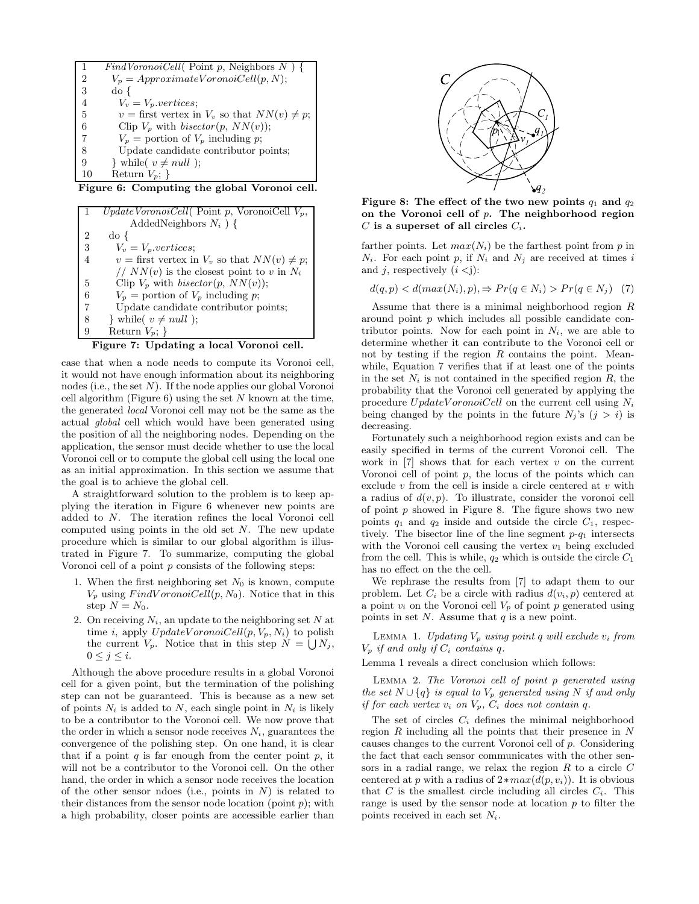```
1   FindVoronoiCell( Point p, Neighbors N ) {
2     V_p = ApproximateVoronoiCell(p, N);
3     do {
4       V_v = V_p.vertices;
5       v = first vertex in V_v so that NN(v) ≠ p;
6       Clip V_p with bisector(p, NN(v));
7       V_p = portion of V_p including p;
8       Update candidate contributor points;
9     } while( v ≠ null );
10    Return V_p; }
```

**Figure 6: Computing the global Voronoi cell.**

```
1   UpdateVoronoiCell( Point p, VoronoiCell V_p,
          AddedNeighbors N_i ) {
2     do {
3       V_v = V_p.vertices;
4       v = first vertex in V_v so that NN(v) ≠ p;
        // NN(v) is the closest point to v in N_i
5       Clip V_p with bisector(p, NN(v));
6       V_p = portion of V_p including p;
7       Update candidate contributor points;
8     } while( v ≠ null );
9     Return V_p; }
```

**Figure 7: Updating a local Voronoi cell.**

case that when a node needs to compute its Voronoi cell, it would not have enough information about its neighboring nodes (i.e., the set $N$). If the node applies our global Voronoi cell algorithm (Figure 6) using the set $N$ known at the time, the generated *local* Voronoi cell may not be the same as the actual *global* cell which would have been generated using the position of all the neighboring nodes. Depending on the application, the sensor must decide whether to use the local Voronoi cell or to compute the global cell using the local one as an initial approximation. In this section we assume that the goal is to achieve the global cell.

A straightforward solution to the problem is to keep applying the iteration in Figure 6 whenever new points are added to $N$. The iteration refines the local Voronoi cell computed using points in the old set $N$. The new update procedure which is similar to our global algorithm is illustrated in Figure 7. To summarize, computing the global Voronoi cell of a point $p$ consists of the following steps:

1. When the first neighboring set $N_0$ is known, compute $V_p$ using $FindVoronoiCell(p, N_0)$. Notice that in this step $N = N_0$.
2. On receiving $N_i$, an update to the neighboring set $N$ at time $i$, apply $UpdateVoronoiCell(p, V_p, N_i)$ to polish the current $V_p$. Notice that in this step $N = \bigcup N_j$, $0 \le j \le i$.

Although the above procedure results in a global Voronoi cell for a given point, but the termination of the polishing step can not be guaranteed. This is because as a new set of points $N_i$ is added to $N$, each single point in $N_i$ is likely to be a contributor to the Voronoi cell. We now prove that the order in which a sensor node receives $N_i$, guarantees the convergence of the polishing step. On one hand, it is clear that if a point $q$ is far enough from the center point $p$, it will not be a contributor to the Voronoi cell. On the other hand, the order in which a sensor node receives the location of the other sensor ndoes (i.e., points in $N$) is related to their distances from the sensor node location (point $p$); with a high probability, closer points are accessible earlier than

**Figure 8: The effect of the two new points $q_1$ and $q_2$ on the Voronoi cell of $p$. The neighborhood region $C$ is a superset of all circles $C_i$.**

farther points. Let $max(N_i)$ be the farthest point from $p$ in $N_i$. For each point $p$, if $N_i$ and $N_j$ are received at times $i$ and $j$, respectively ($i < j$):

$$d(q, p) < d(max(N_i), p), \Rightarrow Pr(q \in N_i) > Pr(q \in N_j) \quad (7)$$

Assume that there is a minimal neighborhood region $R$ around point $p$ which includes all possible candidate contributor points. Now for each point in $N_i$, we are able to determine whether it can contribute to the Voronoi cell or not by testing if the region $R$ contains the point. Meanwhile, Equation 7 verifies that if at least one of the points in the set $N_i$ is not contained in the specified region $R$, the probability that the Voronoi cell generated by applying the procedure $UpdateVoronoiCell$ on the current cell using $N_i$ being changed by the points in the future $N_j$'s ($j > i$) is decreasing.

Fortunately such a neighborhood region exists and can be easily specified in terms of the current Voronoi cell. The work in [7] shows that for each vertex $v$ on the current Voronoi cell of point $p$, the locus of the points which can exclude $v$ from the cell is inside a circle centered at $v$ with a radius of $d(v, p)$. To illustrate, consider the voronoi cell of point $p$ showed in Figure 8. The figure shows two new points $q_1$ and $q_2$ inside and outside the circle $C_1$, respectively. The bisector line of the line segment $p$-$q_1$ intersects with the Voronoi cell causing the vertex $v_1$ being excluded from the cell. This is while, $q_2$ which is outside the circle $C_1$ has no effect on the the cell.

We rephrase the results from [7] to adapt them to our problem. Let $C_i$ be a circle with radius $d(v_i, p)$ centered at a point $v_i$ on the Voronoi cell $V_p$ of point $p$ generated using points in set $N$. Assume that $q$ is a new point.

Lemma 1. *Updating $V_p$ using point $q$ will exclude $v_i$ from $V_p$ if and only if $C_i$ contains $q$.*

Lemma 1 reveals a direct conclusion which follows:

Lemma 2. *The Voronoi cell of point $p$ generated using the set $N \cup \{q\}$ is equal to $V_p$ generated using $N$ if and only if for each vertex $v_i$ on $V_p$, $C_i$ does not contain $q$.*

The set of circles $C_i$ defines the minimal neighborhood region $R$ including all the points that their presence in $N$ causes changes to the current Voronoi cell of $p$. Considering the fact that each sensor communicates with the other sensors in a radial range, we relax the region $R$ to a circle $C$ centered at $p$ with a radius of $2 * max(d(p, v_i))$. It is obvious that $C$ is the smallest circle including all circles $C_i$. This range is used by the sensor node at location $p$ to filter the points received in each set $N_i$.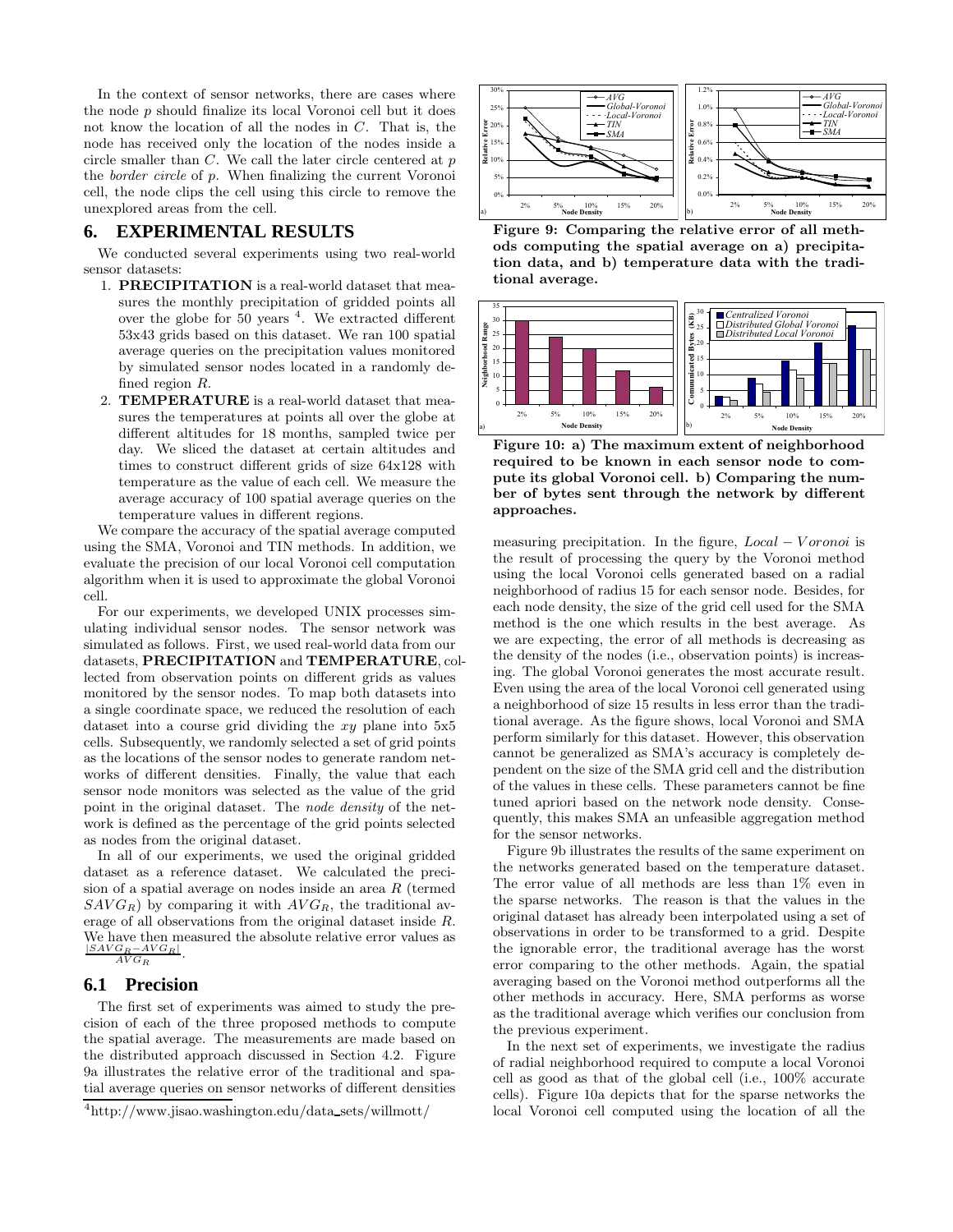In the context of sensor networks, there are cases where the node $p$ should finalize its local Voronoi cell but it does not know the location of all the nodes in $C$. That is, the node has received only the location of the nodes inside a circle smaller than $C$. We call the later circle centered at $p$ the *border circle* of $p$. When finalizing the current Voronoi cell, the node clips the cell using this circle to remove the unexplored areas from the cell.

# 6. EXPERIMENTAL RESULTS

We conducted several experiments using two real-world sensor datasets:

1. **PRECIPITATION** is a real-world dataset that measures the monthly precipitation of gridded points all over the globe for 50 years [4]. We extracted different 53x43 grids based on this dataset. We ran 100 spatial average queries on the precipitation values monitored by simulated sensor nodes located in a randomly defined region $R$.
2. **TEMPERATURE** is a real-world dataset that measures the temperatures at points all over the globe at different altitudes for 18 months, sampled twice per day. We sliced the dataset at certain altitudes and times to construct different grids of size 64x128 with temperature as the value of each cell. We measure the average accuracy of 100 spatial average queries on the temperature values in different regions.

We compare the accuracy of the spatial average computed using the SMA, Voronoi and TIN methods. In addition, we evaluate the precision of our local Voronoi cell computation algorithm when it is used to approximate the global Voronoi cell.

For our experiments, we developed UNIX processes simulating individual sensor nodes. The sensor network was simulated as follows. First, we used real-world data from our datasets, **PRECIPITATION** and **TEMPERATURE**, collected from observation points on different grids as values monitored by the sensor nodes. To map both datasets into a single coordinate space, we reduced the resolution of each dataset into a course grid dividing the $xy$ plane into 5x5 cells. Subsequently, we randomly selected a set of grid points as the locations of the sensor nodes to generate random networks of different densities. Finally, the value that each sensor node monitors was selected as the value of the grid point in the original dataset. The *node density* of the network is defined as the percentage of the grid points selected as nodes from the original dataset.

In all of our experiments, we used the original gridded dataset as a reference dataset. We calculated the precision of a spatial average on nodes inside an area $R$ (termed $SAVG_R$) by comparing it with $AVG_R$, the traditional average of all observations from the original dataset inside $R$. We have then measured the absolute relative error values as $\frac{|SAVG_R - AVG_R|}{AVG_R}$.

## 6.1 Precision

The first set of experiments was aimed to study the precision of each of the three proposed methods to compute the spatial average. The measurements are made based on the distributed approach discussed in Section 4.2. Figure 9a illustrates the relative error of the traditional and spatial average queries on sensor networks of different densities

[4] http://www.jisao.washington.edu/data_sets/willmott/

a)
Relative Error
30%
25%
20%
15%
10%
5%
0%
2% 5% 10% 15% 20%
Node Density
AVG
Global-Voronoi
Local-Voronoi
TIN
SMA

b)
Relative Error
1.2%
1.0%
0.8%
0.6%
0.4%
0.2%
0.0%
2% 5% 10% 15% 20%
Node Density
AVG
Global-Voronoi
Local-Voronoi
TIN
SMA

**Figure 9: Comparing the relative error of all methods computing the spatial average on a) precipitation data, and b) temperature data with the traditional average.**

a)
Neighborhood Range
35
30
25
20
15
10
5
0
2% 5% 10% 15% 20%
Node Density

b)
Communicated Bytes (kB)
30
25
20
15
10
5
0
2% 5% 10% 15% 20%
Node Density
Centralized Voronoi
Distributed Global Voronoi
Distributed Local Voronoi

**Figure 10: a) The maximum extent of neighborhood required to be known in each sensor node to compute its global Voronoi cell. b) Comparing the number of bytes sent through the network by different approaches.**

measuring precipitation. In the figure, $Local-Voronoi$ is the result of processing the query by the Voronoi method using the local Voronoi cells generated based on a radial neighborhood of radius 15 for each sensor node. Besides, for each node density, the size of the grid cell used for the SMA method is the one which results in the best average. As we are expecting, the error of all methods is decreasing as the density of the nodes (i.e., observation points) is increasing. The global Voronoi generates the most accurate result. Even using the area of the local Voronoi cell generated using a neighborhood of size 15 results in less error than the traditional average. As the figure shows, local Voronoi and SMA perform similarly for this dataset. However, this observation cannot be generalized as SMA's accuracy is completely dependent on the size of the SMA grid cell and the distribution of the values in these cells. These parameters cannot be fine tuned apriori based on the network node density. Consequently, this makes SMA an unfeasible aggregation method for the sensor networks.

Figure 9b illustrates the results of the same experiment on the networks generated based on the temperature dataset. The error value of all methods are less than 1% even in the sparse networks. The reason is that the values in the original dataset has already been interpolated using a set of observations in order to be transformed to a grid. Despite the ignorable error, the traditional average has the worst error comparing to the other methods. Again, the spatial averaging based on the Voronoi method outperforms all the other methods in accuracy. Here, SMA performs as worse as the traditional average which verifies our conclusion from the previous experiment.

In the next set of experiments, we investigate the radius of radial neighborhood required to compute a local Voronoi cell as good as that of the global cell (i.e., 100% accurate cells). Figure 10a depicts that for the sparse networks the local Voronoi cell computed using the location of all the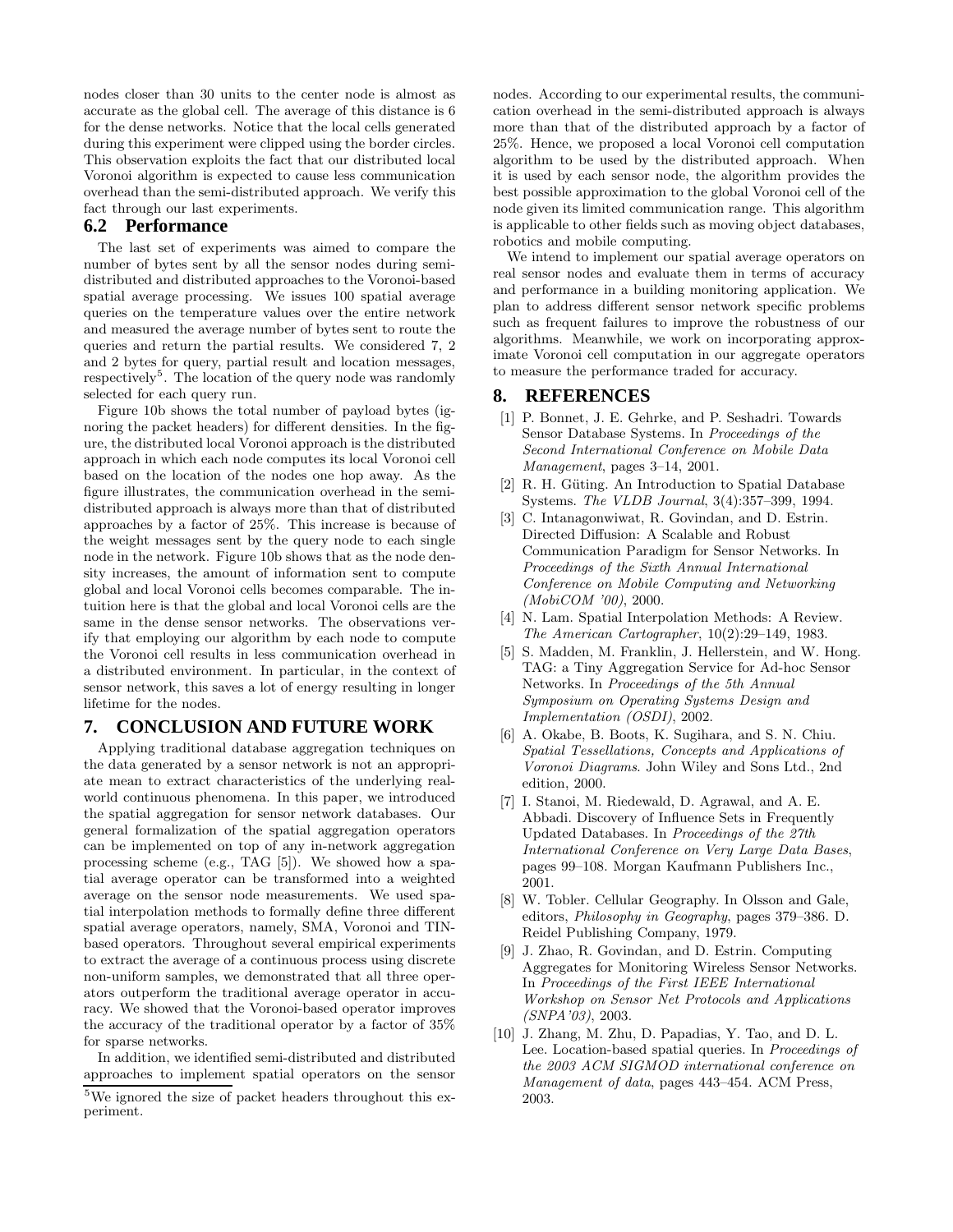nodes closer than 30 units to the center node is almost as accurate as the global cell. The average of this distance is 6 for the dense networks. Notice that the local cells generated during this experiment were clipped using the border circles. This observation exploits the fact that our distributed local Voronoi algorithm is expected to cause less communication overhead than the semi-distributed approach. We verify this fact through our last experiments.

## 6.2 Performance

The last set of experiments was aimed to compare the number of bytes sent by all the sensor nodes during semi-distributed and distributed approaches to the Voronoi-based spatial average processing. We issues 100 spatial average queries on the temperature values over the entire network and measured the average number of bytes sent to route the queries and return the partial results. We considered 7, 2 and 2 bytes for query, partial result and location messages, respectively[5]. The location of the query node was randomly selected for each query run.

Figure 10b shows the total number of payload bytes (ignoring the packet headers) for different densities. In the figure, the distributed local Voronoi approach is the distributed approach in which each node computes its local Voronoi cell based on the location of the nodes one hop away. As the figure illustrates, the communication overhead in the semi-distributed approach is always more than that of distributed approaches by a factor of 25%. This increase is because of the weight messages sent by the query node to each single node in the network. Figure 10b shows that as the node density increases, the amount of information sent to compute global and local Voronoi cells becomes comparable. The intuition here is that the global and local Voronoi cells are the same in the dense sensor networks. The observations verify that employing our algorithm by each node to compute the Voronoi cell results in less communication overhead in a distributed environment. In particular, in the context of sensor network, this saves a lot of energy resulting in longer lifetime for the nodes.

# 7. CONCLUSION AND FUTURE WORK

Applying traditional database aggregation techniques on the data generated by a sensor network is not an appropriate mean to extract characteristics of the underlying real-world continuous phenomena. In this paper, we introduced the spatial aggregation for sensor network databases. Our general formalization of the spatial aggregation operators can be implemented on top of any in-network aggregation processing scheme (e.g., TAG [5]). We showed how a spatial average operator can be transformed into a weighted average on the sensor node measurements. We used spatial interpolation methods to formally define three different spatial average operators, namely, SMA, Voronoi and TIN-based operators. Throughout several empirical experiments to extract the average of a continuous process using discrete non-uniform samples, we demonstrated that all three operators outperform the traditional average operator in accuracy. We showed that the Voronoi-based operator improves the accuracy of the traditional operator by a factor of 35% for sparse networks.

In addition, we identified semi-distributed and distributed approaches to implement spatial operators on the sensor nodes. According to our experimental results, the communication overhead in the semi-distributed approach is always more than that of the distributed approach by a factor of 25%. Hence, we proposed a local Voronoi cell computation algorithm to be used by the distributed approach. When it is used by each sensor node, the algorithm provides the best possible approximation to the global Voronoi cell of the node given its limited communication range. This algorithm is applicable to other fields such as moving object databases, robotics and mobile computing.

We intend to implement our spatial average operators on real sensor nodes and evaluate them in terms of accuracy and performance in a building monitoring application. We plan to address different sensor network specific problems such as frequent failures to improve the robustness of our algorithms. Meanwhile, we work on incorporating approximate Voronoi cell computation in our aggregate operators to measure the performance traded for accuracy.

[5]We ignored the size of packet headers throughout this experiment.

# 8. REFERENCES

[1] P. Bonnet, J. E. Gehrke, and P. Seshadri. Towards Sensor Database Systems. In *Proceedings of the Second International Conference on Mobile Data Management*, pages 3–14, 2001.

[2] R. H. Güting. An Introduction to Spatial Database Systems. *The VLDB Journal*, 3(4):357–399, 1994.

[3] C. Intanagonwiwat, R. Govindan, and D. Estrin. Directed Diffusion: A Scalable and Robust Communication Paradigm for Sensor Networks. In *Proceedings of the Sixth Annual International Conference on Mobile Computing and Networking (MobiCOM '00)*, 2000.

[4] N. Lam. Spatial Interpolation Methods: A Review. *The American Cartographer*, 10(2):29–149, 1983.

[5] S. Madden, M. Franklin, J. Hellerstein, and W. Hong. TAG: a Tiny Aggregation Service for Ad-hoc Sensor Networks. In *Proceedings of the 5th Annual Symposium on Operating Systems Design and Implementation (OSDI)*, 2002.

[6] A. Okabe, B. Boots, K. Sugihara, and S. N. Chiu. *Spatial Tessellations, Concepts and Applications of Voronoi Diagrams*. John Wiley and Sons Ltd., 2nd edition, 2000.

[7] I. Stanoi, M. Riedewald, D. Agrawal, and A. E. Abbadi. Discovery of Influence Sets in Frequently Updated Databases. In *Proceedings of the 27th International Conference on Very Large Data Bases*, pages 99–108. Morgan Kaufmann Publishers Inc., 2001.

[8] W. Tobler. Cellular Geography. In Olsson and Gale, editors, *Philosophy in Geography*, pages 379–386. D. Reidel Publishing Company, 1979.

[9] J. Zhao, R. Govindan, and D. Estrin. Computing Aggregates for Monitoring Wireless Sensor Networks. In *Proceedings of the First IEEE International Workshop on Sensor Net Protocols and Applications (SNPA'03)*, 2003.

[10] J. Zhang, M. Zhu, D. Papadias, Y. Tao, and D. L. Lee. Location-based spatial queries. In *Proceedings of the 2003 ACM SIGMOD international conference on Management of data*, pages 443–454. ACM Press, 2003.